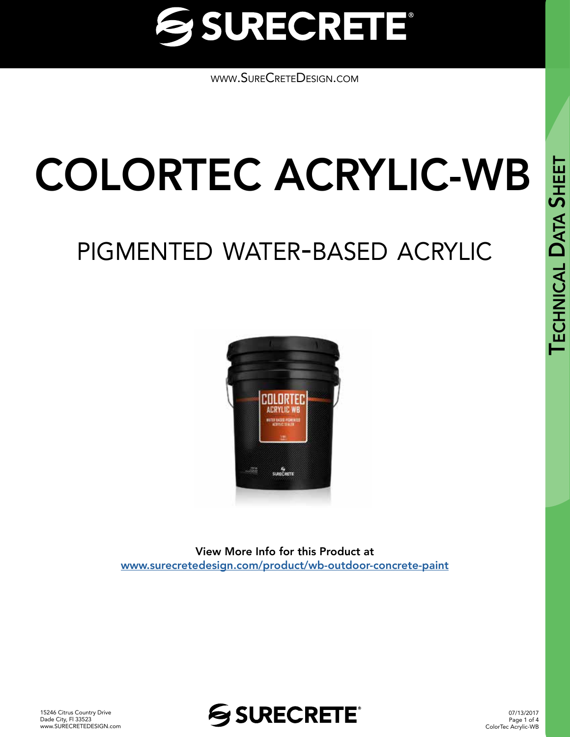www.SureCreteDesign.com

# COLORTEC ACRYLIC-WB

## PIGMENTED WATER-BASED ACRYLIC

**View More Info for this Product at**
[www.surecretedesign.com/product/wb-outdoor-concrete-paint](www.surecretedesign.com/product/wb-outdoor-concrete-paint)

15246 Citrus Country Drive
Dade City, Fl 33523
www.SURECRETEDESIGN.com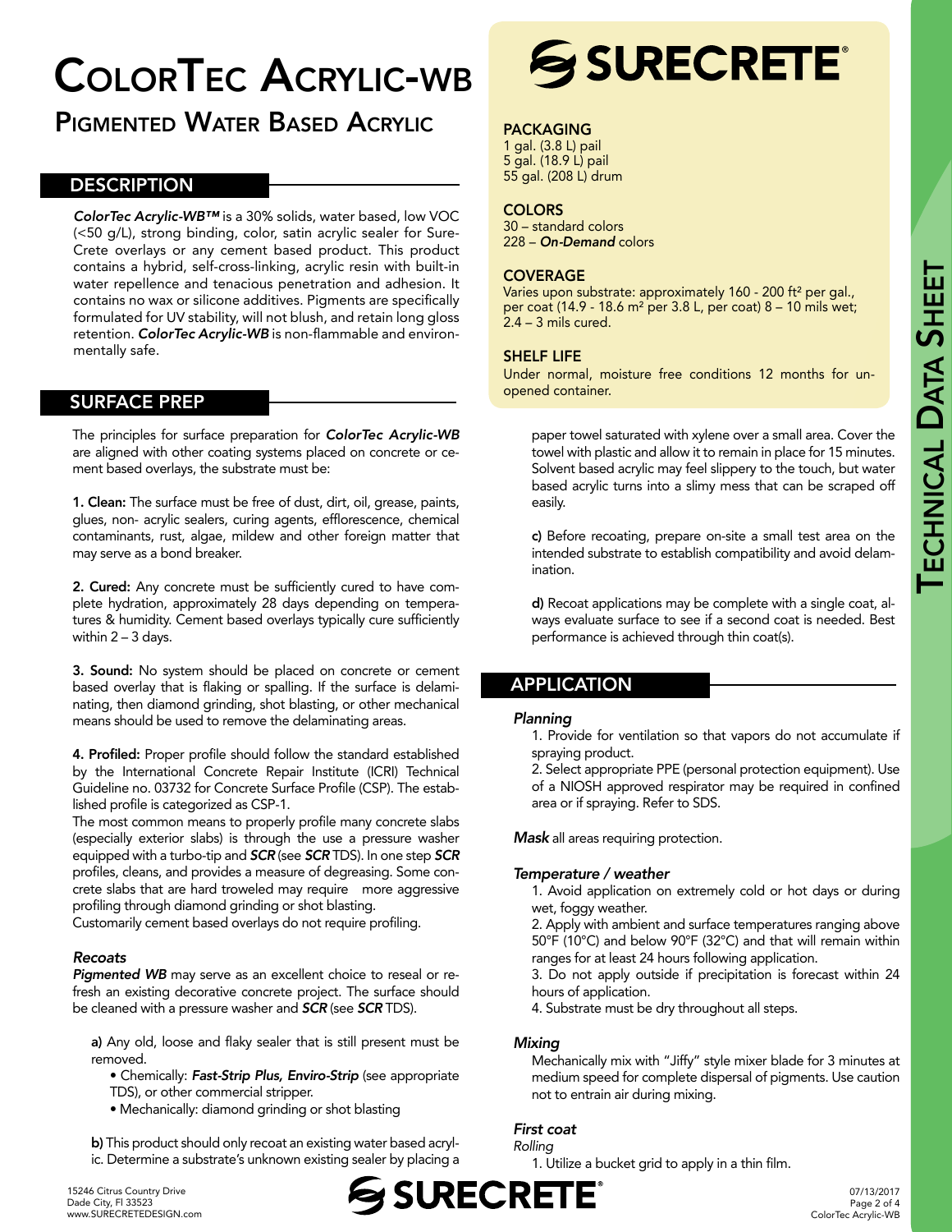# ColorTec Acrylic-WB

## Pigmented Water Based Acrylic

### DESCRIPTION

***ColorTec Acrylic-WB™*** is a 30% solids, water based, low VOC (<50 g/L), strong binding, color, satin acrylic sealer for Sure-Crete overlays or any cement based product. This product contains a hybrid, self-cross-linking, acrylic resin with built-in water repellence and tenacious penetration and adhesion. It contains no wax or silicone additives. Pigments are specifically formulated for UV stability, will not blush, and retain long gloss retention. ***ColorTec Acrylic-WB*** is non-flammable and environmentally safe.

### SURFACE PREP

The principles for surface preparation for ***ColorTec Acrylic-WB*** are aligned with other coating systems placed on concrete or cement based overlays, the substrate must be:

**1. Clean:** The surface must be free of dust, dirt, oil, grease, paints, glues, non- acrylic sealers, curing agents, efflorescence, chemical contaminants, rust, algae, mildew and other foreign matter that may serve as a bond breaker.

**2. Cured:** Any concrete must be sufficiently cured to have complete hydration, approximately 28 days depending on temperatures & humidity. Cement based overlays typically cure sufficiently within 2 – 3 days.

**3. Sound:** No system should be placed on concrete or cement based overlay that is flaking or spalling. If the surface is delaminating, then diamond grinding, shot blasting, or other mechanical means should be used to remove the delaminating areas.

**4. Profiled:** Proper profile should follow the standard established by the International Concrete Repair Institute (ICRI) Technical Guideline no. 03732 for Concrete Surface Profile (CSP). The established profile is categorized as CSP-1.

The most common means to properly profile many concrete slabs (especially exterior slabs) is through the use a pressure washer equipped with a turbo-tip and ***SCR*** (see ***SCR*** TDS). In one step ***SCR*** profiles, cleans, and provides a measure of degreasing. Some concrete slabs that are hard troweled may require more aggressive profiling through diamond grinding or shot blasting.

Customarily cement based overlays do not require profiling.

*Recoats*

***Pigmented WB*** may serve as an excellent choice to reseal or refresh an existing decorative concrete project. The surface should be cleaned with a pressure washer and ***SCR*** (see ***SCR*** TDS).

**a)** Any old, loose and flaky sealer that is still present must be removed.

- Chemically: ***Fast-Strip Plus, Enviro-Strip*** (see appropriate TDS), or other commercial stripper.
- Mechanically: diamond grinding or shot blasting

**b)** This product should only recoat an existing water based acrylic. Determine a substrate's unknown existing sealer by placing a paper towel saturated with xylene over a small area. Cover the towel with plastic and allow it to remain in place for 15 minutes. Solvent based acrylic may feel slippery to the touch, but water based acrylic turns into a slimy mess that can be scraped off easily.

**c)** Before recoating, prepare on-site a small test area on the intended substrate to establish compatibility and avoid delamination.

**d)** Recoat applications may be complete with a single coat, always evaluate surface to see if a second coat is needed. Best performance is achieved through thin coat(s).

**PACKAGING**
1 gal. (3.8 L) pail
5 gal. (18.9 L) pail
55 gal. (208 L) drum

**COLORS**
30 – standard colors
228 – ***On-Demand*** colors

**COVERAGE**
Varies upon substrate: approximately 160 - 200 ft² per gal., per coat (14.9 - 18.6 m² per 3.8 L, per coat) 8 – 10 mils wet; 2.4 – 3 mils cured.

**SHELF LIFE**
Under normal, moisture free conditions 12 months for unopened container.

### APPLICATION

*Planning*

1. Provide for ventilation so that vapors do not accumulate if spraying product.
2. Select appropriate PPE (personal protection equipment). Use of a NIOSH approved respirator may be required in confined area or if spraying. Refer to SDS.

***Mask*** all areas requiring protection.

*Temperature / weather*

1. Avoid application on extremely cold or hot days or during wet, foggy weather.
2. Apply with ambient and surface temperatures ranging above 50°F (10°C) and below 90°F (32°C) and that will remain within ranges for at least 24 hours following application.
3. Do not apply outside if precipitation is forecast within 24 hours of application.
4. Substrate must be dry throughout all steps.

*Mixing*

Mechanically mix with "Jiffy" style mixer blade for 3 minutes at medium speed for complete dispersal of pigments. Use caution not to entrain air during mixing.

*First coat*

*Rolling*

1. Utilize a bucket grid to apply in a thin film.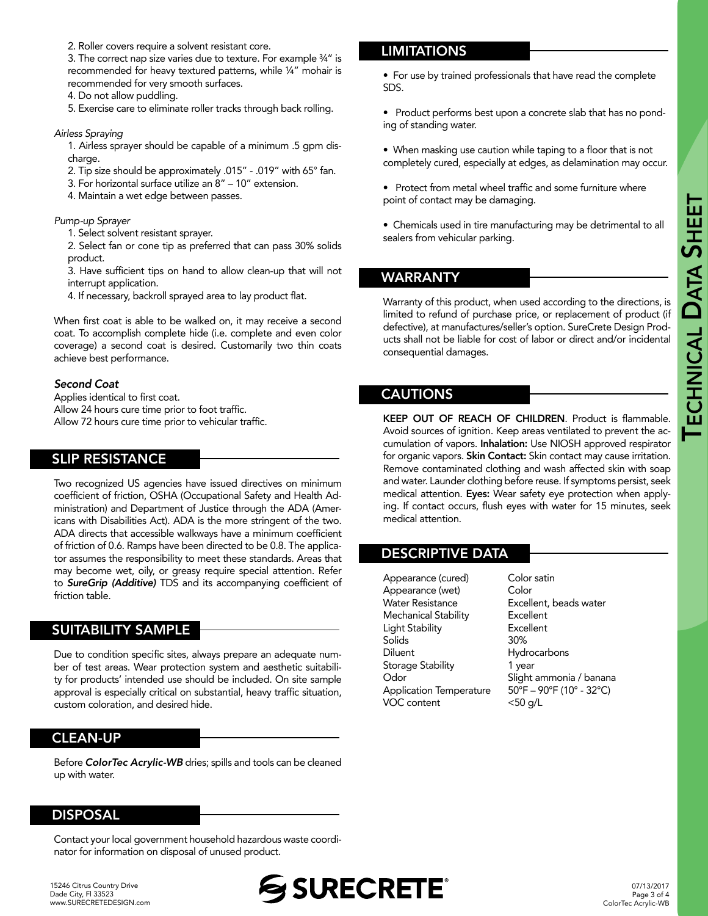2. Roller covers require a solvent resistant core.
3. The correct nap size varies due to texture. For example ¾" is recommended for heavy textured patterns, while ¼" mohair is recommended for very smooth surfaces.
4. Do not allow puddling.
5. Exercise care to eliminate roller tracks through back rolling.

*Airless Spraying*

1. Airless sprayer should be capable of a minimum .5 gpm discharge.
2. Tip size should be approximately .015" - .019" with 65° fan.
3. For horizontal surface utilize an 8" – 10" extension.
4. Maintain a wet edge between passes.

*Pump-up Sprayer*

1. Select solvent resistant sprayer.
2. Select fan or cone tip as preferred that can pass 30% solids product.
3. Have sufficient tips on hand to allow clean-up that will not interrupt application.
4. If necessary, backroll sprayed area to lay product flat.

When first coat is able to be walked on, it may receive a second coat. To accomplish complete hide (i.e. complete and even color coverage) a second coat is desired. Customarily two thin coats achieve best performance.

***Second Coat***

Applies identical to first coat.
Allow 24 hours cure time prior to foot traffic.
Allow 72 hours cure time prior to vehicular traffic.

## SLIP RESISTANCE

Two recognized US agencies have issued directives on minimum coefficient of friction, OSHA (Occupational Safety and Health Administration) and Department of Justice through the ADA (Americans with Disabilities Act). ADA is the more stringent of the two. ADA directs that accessible walkways have a minimum coefficient of friction of 0.6. Ramps have been directed to be 0.8. The applicator assumes the responsibility to meet these standards. Areas that may become wet, oily, or greasy require special attention. Refer to ***SureGrip (Additive)*** TDS and its accompanying coefficient of friction table.

## SUITABILITY SAMPLE

Due to condition specific sites, always prepare an adequate number of test areas. Wear protection system and aesthetic suitability for products' intended use should be included. On site sample approval is especially critical on substantial, heavy traffic situation, custom coloration, and desired hide.

## CLEAN-UP

Before ***ColorTec Acrylic-WB*** dries; spills and tools can be cleaned up with water.

## DISPOSAL

Contact your local government household hazardous waste coordinator for information on disposal of unused product.

## LIMITATIONS

- For use by trained professionals that have read the complete SDS.
- Product performs best upon a concrete slab that has no ponding of standing water.
- When masking use caution while taping to a floor that is not completely cured, especially at edges, as delamination may occur.
- Protect from metal wheel traffic and some furniture where point of contact may be damaging.
- Chemicals used in tire manufacturing may be detrimental to all sealers from vehicular parking.

## WARRANTY

Warranty of this product, when used according to the directions, is limited to refund of purchase price, or replacement of product (if defective), at manufactures/seller's option. SureCrete Design Products shall not be liable for cost of labor or direct and/or incidental consequential damages.

## CAUTIONS

**KEEP OUT OF REACH OF CHILDREN**. Product is flammable. Avoid sources of ignition. Keep areas ventilated to prevent the accumulation of vapors. **Inhalation:** Use NIOSH approved respirator for organic vapors. **Skin Contact:** Skin contact may cause irritation. Remove contaminated clothing and wash affected skin with soap and water. Launder clothing before reuse. If symptoms persist, seek medical attention. **Eyes:** Wear safety eye protection when applying. If contact occurs, flush eyes with water for 15 minutes, seek medical attention.

## DESCRIPTIVE DATA

| | |
|---|---|
| Appearance (cured) | Color satin |
| Appearance (wet) | Color |
| Water Resistance | Excellent, beads water |
| Mechanical Stability | Excellent |
| Light Stability | Excellent |
| Solids | 30% |
| Diluent | Hydrocarbons |
| Storage Stability | 1 year |
| Odor | Slight ammonia / banana |
| Application Temperature | 50°F – 90°F (10° - 32°C) |
| VOC content | <50 g/L |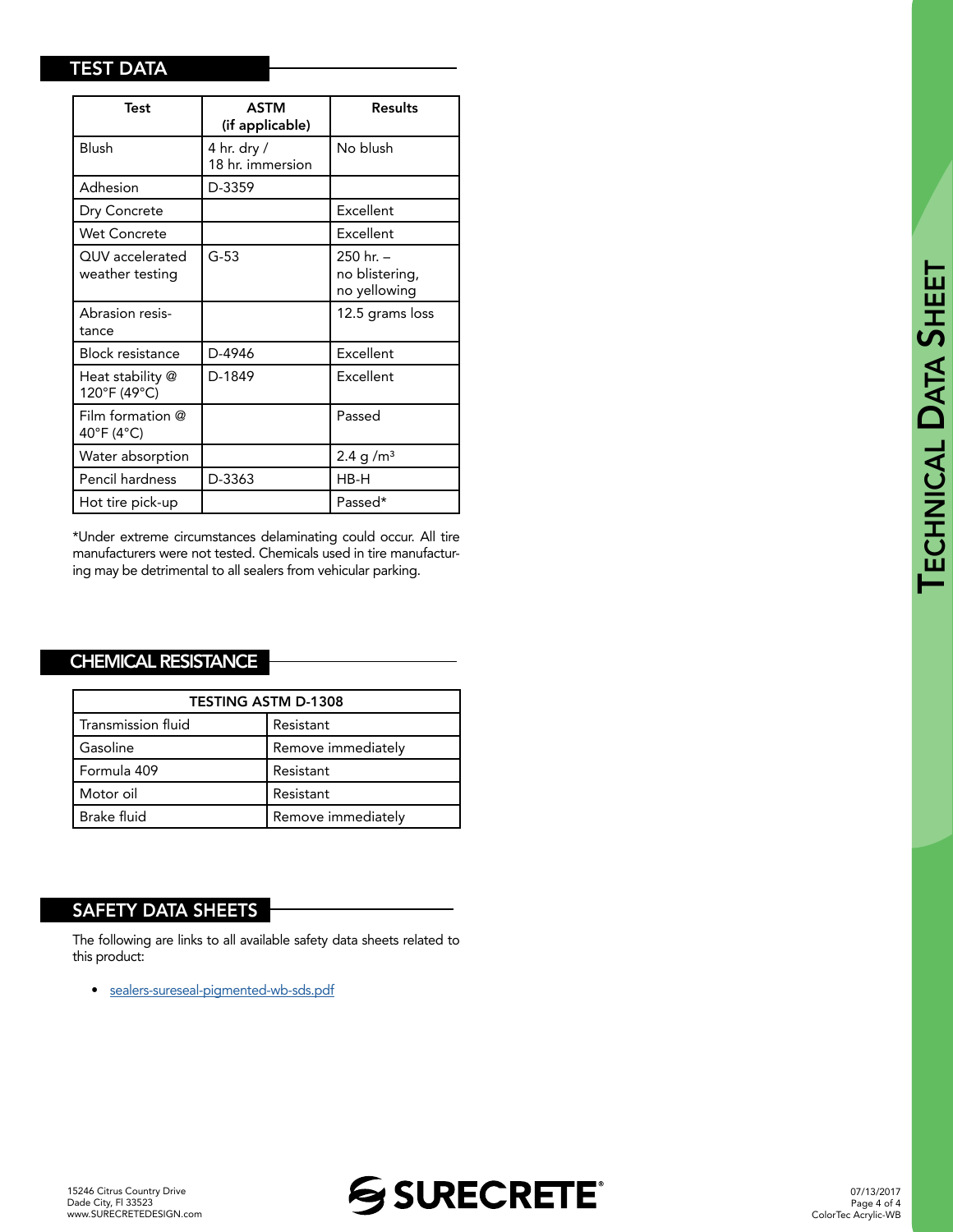## TEST DATA

| Test | ASTM (if applicable) | Results |
|---|---|---|
| Blush | 4 hr. dry / 18 hr. immersion | No blush |
| Adhesion | D-3359 | |
| Dry Concrete | | Excellent |
| Wet Concrete | | Excellent |
| QUV accelerated weather testing | G-53 | 250 hr. – no blistering, no yellowing |
| Abrasion resistance | | 12.5 grams loss |
| Block resistance | D-4946 | Excellent |
| Heat stability @ 120°F (49°C) | D-1849 | Excellent |
| Film formation @ 40°F (4°C) | | Passed |
| Water absorption | | 2.4 g /$m^3$ |
| Pencil hardness | D-3363 | HB-H |
| Hot tire pick-up | | Passed* |

*Under extreme circumstances delaminating could occur. All tire manufacturers were not tested. Chemicals used in tire manufacturing may be detrimental to all sealers from vehicular parking.

## CHEMICAL RESISTANCE

| TESTING ASTM D-1308 | |
|---|---|
| Transmission fluid | Resistant |
| Gasoline | Remove immediately |
| Formula 409 | Resistant |
| Motor oil | Resistant |
| Brake fluid | Remove immediately |

## SAFETY DATA SHEETS

The following are links to all available safety data sheets related to this product:

- sealers-sureseal-pigmented-wb-sds.pdf

15246 Citrus Country Drive
Dade City, Fl 33523
www.SURECRETEDESIGN.com

SURECRETE®

07/13/2017
ColorTec Acrylic-WB